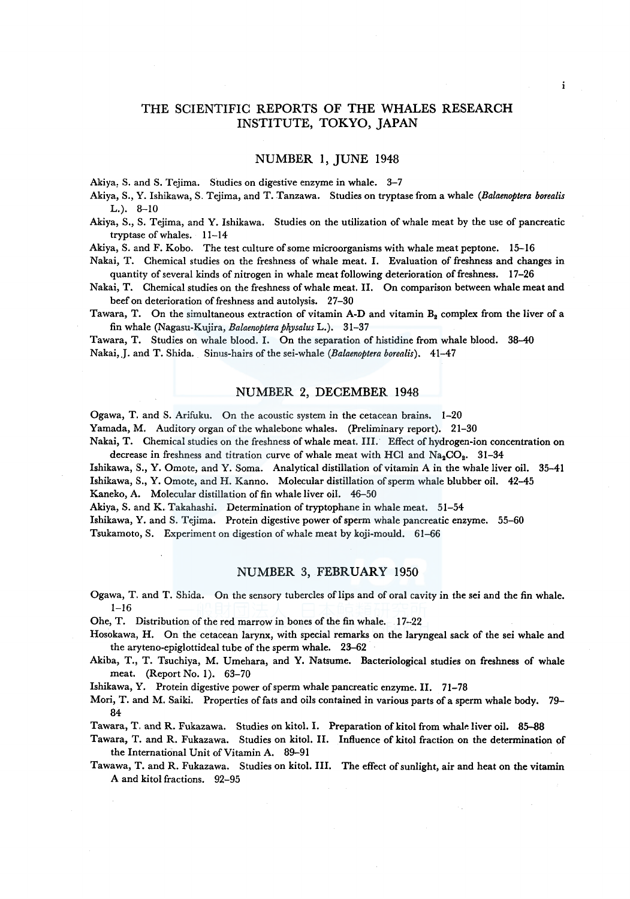# THE SCIENTIFIC REPORTS OF THE WHALES RESEARCH INSTITUTE, TOKYO, JAPAN

## NUMBER 1, JUNE 1948

Akiya, S. and S. Tejima. Studies on digestive enzyme in whale. 3–7

Akiya, S., Y. Ishikawa, S. Tejima, and T. Tanzawa. Studies on tryptase from a whale (*Balaenoptera borealis* L.). 8–10

Akiya, S., S. Tejima, and Y. Ishikawa. Studies on the utilization of whale meat by the use of pancreatic tryptase of whales. 11–14

Akiya, S. and F. Kobo. The test culture of some microorganisms with whale meat peptone. 15–16

Nakai, T. Chemical studies on the freshness of whale meat. I. Evaluation of freshness and changes in quantity of several kinds of nitrogen in whale meat following deterioration of freshness. 17–26

Nakai, T. Chemical studies on the freshness of whale meat. II. On comparison between whale meat and beef on deterioration of freshness and autolysis. 27–30

Tawara, T. On the simultaneous extraction of vitamin A-D and vitamin $B_2$ complex from the liver of a fin whale (Nagasu-Kujira, *Balaenoptera physalus* L.). 31–37

Tawara, T. Studies on whale blood. I. On the separation of histidine from whale blood. 38–40

Nakai, J. and T. Shida. Sinus-hairs of the sei-whale (*Balaenoptera borealis*). 41–47

## NUMBER 2, DECEMBER 1948

Ogawa, T. and S. Arifuku. On the acoustic system in the cetacean brains. 1–20

Yamada, M. Auditory organ of the whalebone whales. (Preliminary report). 21–30

Nakai, T. Chemical studies on the freshness of whale meat. III. Effect of hydrogen-ion concentration on decrease in freshness and titration curve of whale meat with HCl and $Na_2CO_3$. 31–34

Ishikawa, S., Y. Omote, and Y. Soma. Analytical distillation of vitamin A in the whale liver oil. 35–41

Ishikawa, S., Y. Omote, and H. Kanno. Molecular distillation of sperm whale blubber oil. 42–45

Kaneko, A. Molecular distillation of fin whale liver oil. 46–50

Akiya, S. and K. Takahashi. Determination of tryptophane in whale meat. 51–54

Ishikawa, Y. and S. Tejima. Protein digestive power of sperm whale pancreatic enzyme. 55–60

Tsukamoto, S. Experiment on digestion of whale meat by koji-mould. 61–66

## NUMBER 3, FEBRUARY 1950

Ogawa, T. and T. Shida. On the sensory tubercles of lips and of oral cavity in the sei and the fin whale. 1–16

Ohe, T. Distribution of the red marrow in bones of the fin whale. 17–22

Hosokawa, H. On the cetacean larynx, with special remarks on the laryngeal sack of the sei whale and the aryteno-epiglottideal tube of the sperm whale. 23–62

Akiba, T., T. Tsuchiya, M. Umehara, and Y. Natsume. Bacteriological studies on freshness of whale meat. (Report No. 1). 63–70

Ishikawa, Y. Protein digestive power of sperm whale pancreatic enzyme. II. 71–78

Mori, T. and M. Saiki. Properties of fats and oils contained in various parts of a sperm whale body. 79–84

Tawara, T. and R. Fukazawa. Studies on kitol. I. Preparation of kitol from whale liver oil. 85–88

Tawara, T. and R. Fukazawa. Studies on kitol. II. Influence of kitol fraction on the determination of the International Unit of Vitamin A. 89–91

Tawawa, T. and R. Fukazawa. Studies on kitol. III. The effect of sunlight, air and heat on the vitamin A and kitol fractions. 92–95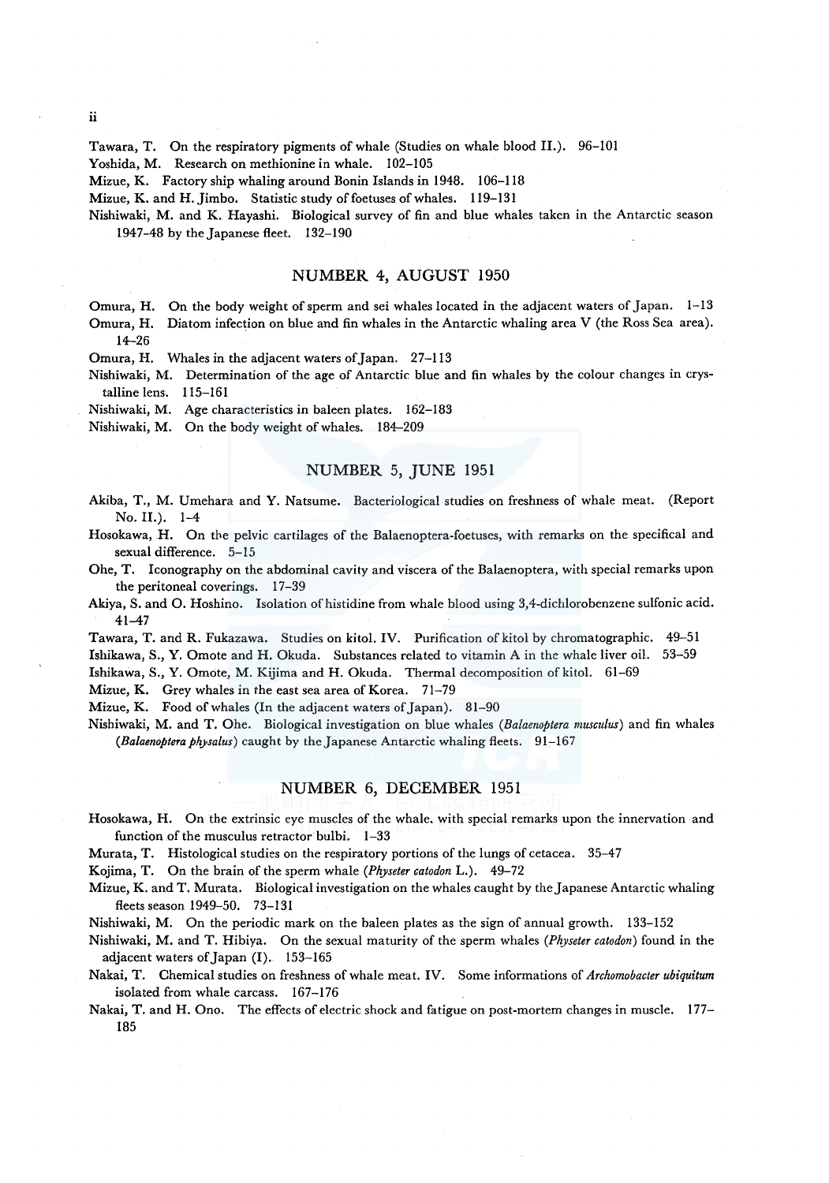Tawara, T. On the respiratory pigments of whale (Studies on whale blood II.). 96–101

Yoshida, M. Research on methionine in whale. 102–105

Mizue, K. Factory ship whaling around Bonin Islands in 1948. 106–118

Mizue, K. and H. Jimbo. Statistic study of foetuses of whales. 119–131

Nishiwaki, M. and K. Hayashi. Biological survey of fin and blue whales taken in the Antarctic season 1947–48 by the Japanese fleet. 132–190

## NUMBER 4, AUGUST 1950

Omura, H. On the body weight of sperm and sei whales located in the adjacent waters of Japan. 1–13

Omura, H. Diatom infection on blue and fin whales in the Antarctic whaling area V (the Ross Sea area). 14–26

Omura, H. Whales in the adjacent waters of Japan. 27–113

Nishiwaki, M. Determination of the age of Antarctic blue and fin whales by the colour changes in crystalline lens. 115–161

Nishiwaki, M. Age characteristics in baleen plates. 162–183

Nishiwaki, M. On the body weight of whales. 184–209

## NUMBER 5, JUNE 1951

Akiba, T., M. Umehara and Y. Natsume. Bacteriological studies on freshness of whale meat. (Report No. II.). 1–4

Hosokawa, H. On the pelvic cartilages of the Balaenoptera-foetuses, with remarks on the specifical and sexual difference. 5–15

Ohe, T. Iconography on the abdominal cavity and viscera of the Balaenoptera, with special remarks upon the peritoneal coverings. 17–39

Akiya, S. and O. Hoshino. Isolation of histidine from whale blood using 3,4-dichlorobenzene sulfonic acid. 41–47

Tawara, T. and R. Fukazawa. Studies on kitol. IV. Purification of kitol by chromatographic. 49–51

Ishikawa, S., Y. Omote and H. Okuda. Substances related to vitamin A in the whale liver oil. 53–59

Ishikawa, S., Y. Omote, M. Kijima and H. Okuda. Thermal decomposition of kitol. 61–69

Mizue, K. Grey whales in the east sea area of Korea. 71–79

Mizue, K. Food of whales (In the adjacent waters of Japan). 81–90

Nishiwaki, M. and T. Ohe. Biological investigation on blue whales (*Balaenoptera musculus*) and fin whales (*Balaenoptera physalus*) caught by the Japanese Antarctic whaling fleets. 91–167

## NUMBER 6, DECEMBER 1951

Hosokawa, H. On the extrinsic eye muscles of the whale. with special remarks upon the innervation and function of the musculus retractor bulbi. 1–33

Murata, T. Histological studies on the respiratory portions of the lungs of cetacea. 35–47

Kojima, T. On the brain of the sperm whale (*Physeter catodon* L.). 49–72

Mizue, K. and T. Murata. Biological investigation on the whales caught by the Japanese Antarctic whaling fleets season 1949–50. 73–131

Nishiwaki, M. On the periodic mark on the baleen plates as the sign of annual growth. 133–152

Nishiwaki, M. and T. Hibiya. On the sexual maturity of the sperm whales (*Physeter catodon*) found in the adjacent waters of Japan (I). 153–165

Nakai, T. Chemical studies on freshness of whale meat. IV. Some informations of *Archomobacter ubiquitum* isolated from whale carcass. 167–176

Nakai, T. and H. Ono. The effects of electric shock and fatigue on post-mortem changes in muscle. 177–185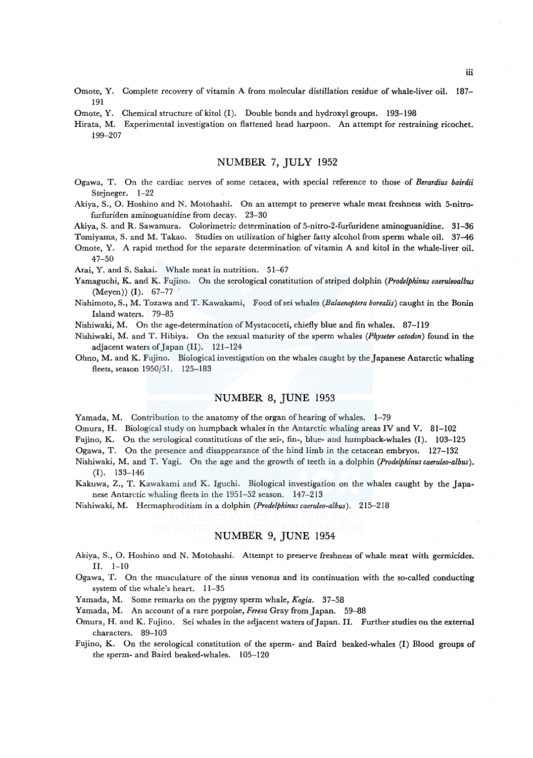Omote, Y. Complete recovery of vitamin A from molecular distillation residue of whale-liver oil. 187–191

Omote, Y. Chemical structure of kitol (I). Double bonds and hydroxyl groups. 193–198

Hirata, M. Experimental investigation on flattened head harpoon. An attempt for restraining ricochet. 199–207

## NUMBER 7, JULY 1952

Ogawa, T. On the cardiac nerves of some cetacea, with special reference to those of *Berardius bairdii* Stejneger. 1–22

Akiya, S., O. Hoshino and N. Motohashi. On an attempt to preserve whale meat freshness with 5-nitrofurfuriden aminoguanidine from decay. 23–30

Akiya, S. and R. Sawamura. Colorimetric determination of 5-nitro-2-furfuridene aminoguanidine. 31–36

Tomiyama, S. and M. Takao. Studies on utilization of higher fatty alcohol from sperm whale oil. 37–46

Omote, Y. A rapid method for the separate determination of vitamin A and kitol in the whale-liver oil. 47–50

Arai, Y. and S. Sakai. Whale meat in nutrition. 51–67

Yamaguchi, K. and K. Fujino. On the serological constitution of striped dolphin (*Prodelphinus caeruleoalbus* (Meyen)) (I). 67–77

Nishimoto, S., M. Tozawa and T. Kawakami, Food of sei whales (*Balaenoptera borealis*) caught in the Bonin Island waters. 79–85

Nishiwaki, M. On the age-determination of Mystacoceti, chiefly blue and fin whales. 87–119

Nishiwaki, M. and T. Hibiya. On the sexual maturity of the sperm whales (*Physeter catodon*) found in the adjacent waters of Japan (II). 121–124

Ohno, M. and K. Fujino. Biological investigation on the whales caught by the Japanese Antarctic whaling fleets, season 1950/51. 125–183

## NUMBER 8, JUNE 1953

Yamada, M. Contribution to the anatomy of the organ of hearing of whales. 1–79

Omura, H. Biological study on humpback whales in the Antarctic whaling areas IV and V. 81–102

Fujino, K. On the serological constitutions of the sei-, fin-, blue- and humpback-whales (I). 103–125

Ogawa, T. On the presence and disappearance of the hind limb in the cetacean embryos. 127–132

Nishiwaki, M. and T. Yagi. On the age and the growth of teeth in a dolphin (*Prodelphinus caeruleo-albus*). (I). 133–146

Kakuwa, Z., T. Kawakami and K. Iguchi. Biological investigation on the whales caught by the Japanese Antarctic whaling fleets in the 1951–52 season. 147–213

Nishiwaki, M. Hermaphroditism in a dolphin (*Prodelphinus caeruleo-albus*). 215–218

## NUMBER 9, JUNE 1954

Akiya, S., O. Hoshino and N. Motohashi. Attempt to preserve freshness of whale meat with germicides. II. 1–10

Ogawa, T. On the musculature of the sinus venosus and its continuation with the so-called conducting system of the whale's heart. 11–35

Yamada, M. Some remarks on the pygmy sperm whale, *Kogia*. 37–58

Yamada, M. An account of a rare porpoise, *Feresa* Gray from Japan. 59–88

Omura, H. and K. Fujino. Sei whales in the adjacent waters of Japan. II. Further studies on the external characters. 89–103

Fujino, K. On the serological constitution of the sperm- and Baird beaked-whales (I) Blood groups of the sperm- and Baird beaked-whales. 105–120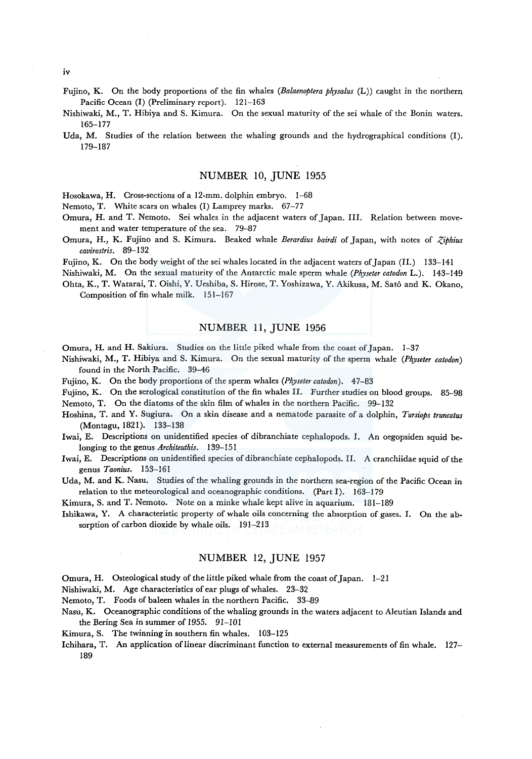Fujino, K. On the body proportions of the fin whales (*Balaenoptera physalus* (L)) caught in the northern Pacific Ocean (I) (Preliminary report). 121–163

Nishiwaki, M., T. Hibiya and S. Kimura. On the sexual maturity of the sei whale of the Bonin waters. 165–177

Uda, M. Studies of the relation between the whaling grounds and the hydrographical conditions (I). 179–187

## NUMBER 10, JUNE 1955

Hosokawa, H. Cross-sections of a 12-mm. dolphin embryo. 1–68

Nemoto, T. White scars on whales (I) Lamprey marks. 67–77

Omura, H. and T. Nemoto. Sei whales in the adjacent waters of Japan. III. Relation between movement and water temperature of the sea. 79–87

Omura, H., K. Fujino and S. Kimura. Beaked whale *Berardius bairdi* of Japan, with notes of *Ziphius cavirostris*. 89–132

Fujino, K. On the body weight of the sei whales located in the adjacent waters of Japan (II.) 133–141

Nishiwaki, M. On the sexual maturity of the Antarctic male sperm whale (*Physeter catodon* L.). 143–149

Ohta, K., T. Watarai, T. Oishi, Y. Ueshiba, S. Hirose, T. Yoshizawa, Y. Akikusa, M. Satô and K. Okano, Composition of fin whale milk. 151–167

## NUMBER 11, JUNE 1956

Omura, H. and H. Sakiura. Studies on the little piked whale from the coast of Japan. 1–37

Nishiwaki, M., T. Hibiya and S. Kimura. On the sexual maturity of the sperm whale (*Physeter catodon*) found in the North Pacific. 39–46

Fujino, K. On the body proportions of the sperm whales (*Physeter catodon*). 47–83

Fujino, K. On the serological constitution of the fin whales II. Further studies on blood groups. 85–98

Nemoto, T. On the diatoms of the skin film of whales in the northern Pacific. 99–132

Hoshina, T. and Y. Sugiura. On a skin disease and a nematode parasite of a dolphin, *Tursiops truncatus* (Montagu, 1821). 133–138

Iwai, E. Descriptions on unidentified species of dibranchiate cephalopods. I. An oegopsiden squid belonging to the genus *Architeuthis*. 139–151

Iwai, E. Descriptions on unidentified species of dibranchiate cephalopods. II. A cranchiidae squid of the genus *Taonius*. 153–161

Uda, M. and K. Nasu. Studies of the whaling grounds in the northern sea-region of the Pacific Ocean in relation to the meteorological and oceanographic conditions. (Part I). 163–179

Kimura, S. and T. Nemoto. Note on a minke whale kept alive in aquarium. 181–189

Ishikawa, Y. A characteristic property of whale oils concerning the absorption of gases. I. On the absorption of carbon dioxide by whale oils. 191–213

## NUMBER 12, JUNE 1957

Omura, H. Osteological study of the little piked whale from the coast of Japan. 1–21

Nishiwaki, M. Age characteristics of ear plugs of whales. 23–32

Nemoto, T. Foods of baleen whales in the northern Pacific. 33–89

Nasu, K. Oceanographic conditions of the whaling grounds in the waters adjacent to Aleutian Islands and the Bering Sea in summer of 1955. 91–101

Kimura, S. The twinning in southern fin whales. 103–125

Ichihara, T. An application of linear discriminant function to external measurements of fin whale. 127–189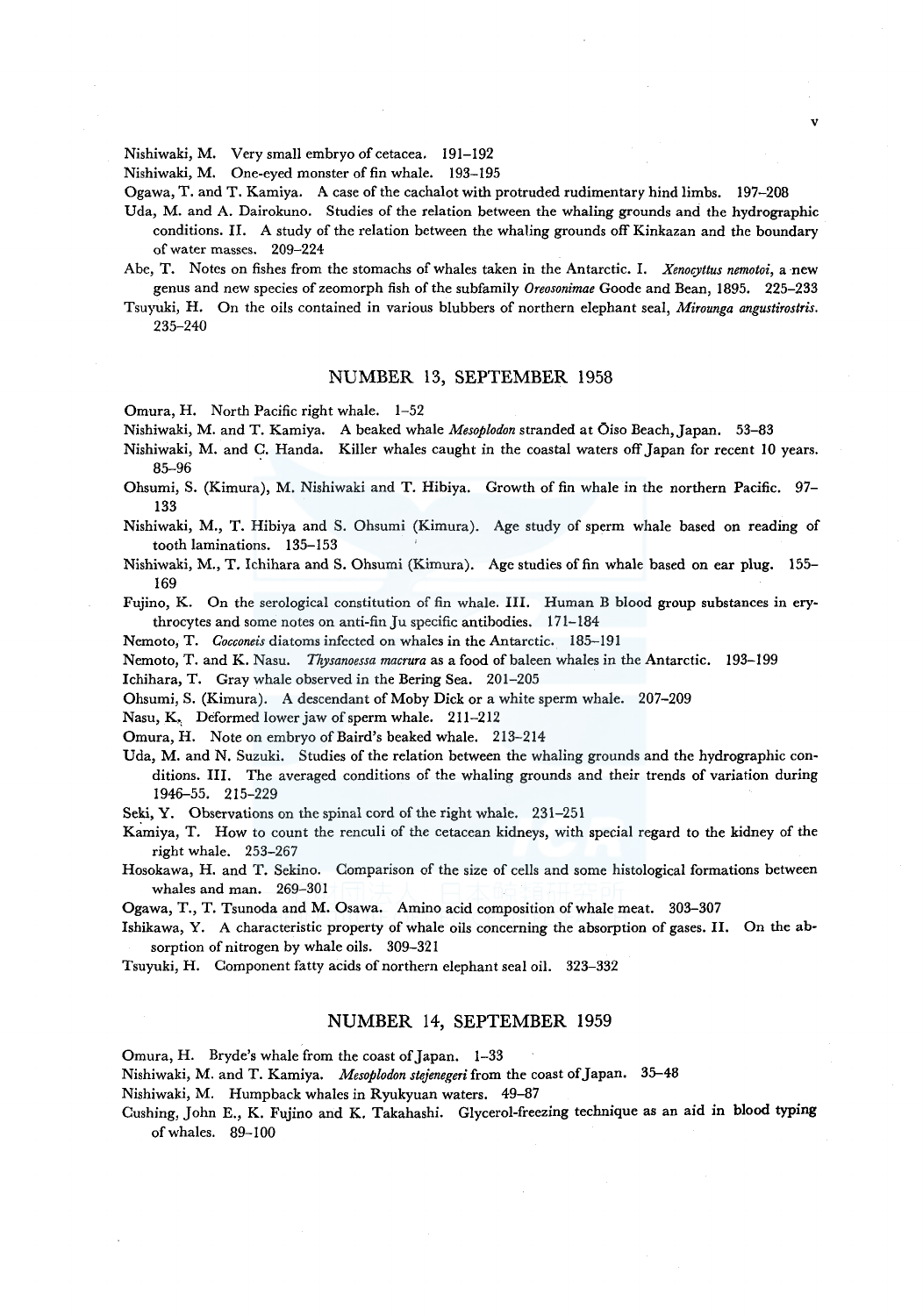Nishiwaki, M. Very small embryo of cetacea. 191–192

Nishiwaki, M. One-eyed monster of fin whale. 193–195

Ogawa, T. and T. Kamiya. A case of the cachalot with protruded rudimentary hind limbs. 197–208

Uda, M. and A. Dairokuno. Studies of the relation between the whaling grounds and the hydrographic conditions. II. A study of the relation between the whaling grounds off Kinkazan and the boundary of water masses. 209–224

Abe, T. Notes on fishes from the stomachs of whales taken in the Antarctic. I. *Xenocyttus nemotoi*, a new genus and new species of zeomorph fish of the subfamily *Oreosonimae* Goode and Bean, 1895. 225–233

Tsuyuki, H. On the oils contained in various blubbers of northern elephant seal, *Mirounga angustirostris*. 235–240

## NUMBER 13, SEPTEMBER 1958

Omura, H. North Pacific right whale. 1–52

Nishiwaki, M. and T. Kamiya. A beaked whale *Mesoplodon* stranded at Ōiso Beach, Japan. 53–83

Nishiwaki, M. and C. Handa. Killer whales caught in the coastal waters off Japan for recent 10 years. 85–96

Ohsumi, S. (Kimura), M. Nishiwaki and T. Hibiya. Growth of fin whale in the northern Pacific. 97–133

Nishiwaki, M., T. Hibiya and S. Ohsumi (Kimura). Age study of sperm whale based on reading of tooth laminations. 135–153

Nishiwaki, M., T. Ichihara and S. Ohsumi (Kimura). Age studies of fin whale based on ear plug. 155–169

Fujino, K. On the serological constitution of fin whale. III. Human B blood group substances in erythrocytes and some notes on anti-fin Ju specific antibodies. 171–184

Nemoto, T. *Cocconeis* diatoms infected on whales in the Antarctic. 185–191

Nemoto, T. and K. Nasu. *Thysanoessa macrura* as a food of baleen whales in the Antarctic. 193–199

Ichihara, T. Gray whale observed in the Bering Sea. 201–205

Ohsumi, S. (Kimura). A descendant of Moby Dick or a white sperm whale. 207–209

Nasu, K. Deformed lower jaw of sperm whale. 211–212

Omura, H. Note on embryo of Baird's beaked whale. 213–214

Uda, M. and N. Suzuki. Studies of the relation between the whaling grounds and the hydrographic conditions. III. The averaged conditions of the whaling grounds and their trends of variation during 1946–55. 215–229

Seki, Y. Observations on the spinal cord of the right whale. 231–251

Kamiya, T. How to count the renculi of the cetacean kidneys, with special regard to the kidney of the right whale. 253–267

Hosokawa, H. and T. Sekino. Comparison of the size of cells and some histological formations between whales and man. 269–301

Ogawa, T., T. Tsunoda and M. Osawa. Amino acid composition of whale meat. 303–307

Ishikawa, Y. A characteristic property of whale oils concerning the absorption of gases. II. On the absorption of nitrogen by whale oils. 309–321

Tsuyuki, H. Component fatty acids of northern elephant seal oil. 323–332

## NUMBER 14, SEPTEMBER 1959

Omura, H. Bryde's whale from the coast of Japan. 1–33

Nishiwaki, M. and T. Kamiya. *Mesoplodon stejenegeri* from the coast of Japan. 35–48

Nishiwaki, M. Humpback whales in Ryukyuan waters. 49–87

Cushing, John E., K. Fujino and K. Takahashi. Glycerol-freezing technique as an aid in blood typing of whales. 89–100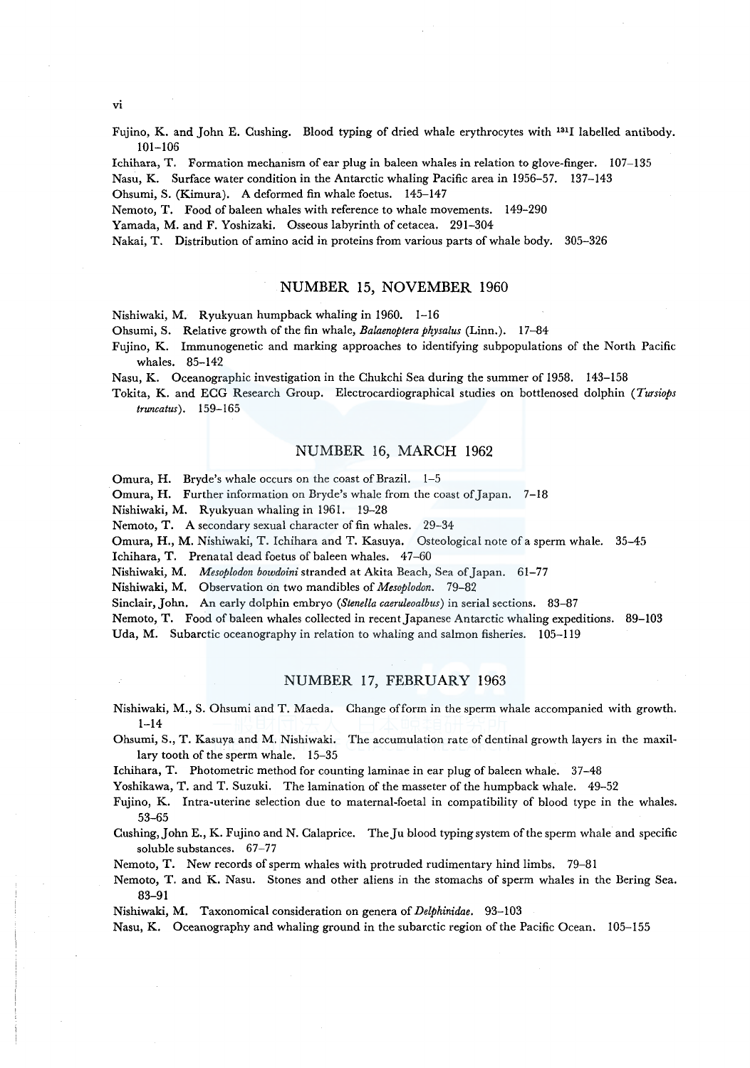Fujino, K. and John E. Cushing. Blood typing of dried whale erythrocytes with $^{131}I$ labelled antibody. 101–106

Ichihara, T. Formation mechanism of ear plug in baleen whales in relation to glove-finger. 107–135

Nasu, K. Surface water condition in the Antarctic whaling Pacific area in 1956–57. 137–143

Ohsumi, S. (Kimura). A deformed fin whale foetus. 145–147

Nemoto, T. Food of baleen whales with reference to whale movements. 149–290

Yamada, M. and F. Yoshizaki. Osseous labyrinth of cetacea. 291–304

Nakai, T. Distribution of amino acid in proteins from various parts of whale body. 305–326

## NUMBER 15, NOVEMBER 1960

Nishiwaki, M. Ryukyuan humpback whaling in 1960. 1–16

Ohsumi, S. Relative growth of the fin whale, *Balaenoptera physalus* (Linn.). 17–84

Fujino, K. Immunogenetic and marking approaches to identifying subpopulations of the North Pacific whales. 85–142

Nasu, K. Oceanographic investigation in the Chukchi Sea during the summer of 1958. 143–158

Tokita, K. and ECG Research Group. Electrocardiographical studies on bottlenosed dolphin (*Tursiops truncatus*). 159–165

## NUMBER 16, MARCH 1962

Omura, H. Bryde's whale occurs on the coast of Brazil. 1–5

Omura, H. Further information on Bryde's whale from the coast of Japan. 7–18

Nishiwaki, M. Ryukyuan whaling in 1961. 19–28

Nemoto, T. A secondary sexual character of fin whales. 29–34

Omura, H., M. Nishiwaki, T. Ichihara and T. Kasuya. Osteological note of a sperm whale. 35–45

Ichihara, T. Prenatal dead foetus of baleen whales. 47–60

Nishiwaki, M. *Mesoplodon bowdoini* stranded at Akita Beach, Sea of Japan. 61–77

Nishiwaki, M. Observation on two mandibles of *Mesoplodon*. 79–82

Sinclair, John. An early dolphin embryo (*Stenella caeruleoalbus*) in serial sections. 83–87

Nemoto, T. Food of baleen whales collected in recent Japanese Antarctic whaling expeditions. 89–103

Uda, M. Subarctic oceanography in relation to whaling and salmon fisheries. 105–119

## NUMBER 17, FEBRUARY 1963

Nishiwaki, M., S. Ohsumi and T. Maeda. Change of form in the sperm whale accompanied with growth. 1–14

Ohsumi, S., T. Kasuya and M. Nishiwaki. The accumulation rate of dentinal growth layers in the maxillary tooth of the sperm whale. 15–35

Ichihara, T. Photometric method for counting laminae in ear plug of baleen whale. 37–48

Yoshikawa, T. and T. Suzuki. The lamination of the masseter of the humpback whale. 49–52

Fujino, K. Intra-uterine selection due to maternal-foetal in compatibility of blood type in the whales. 53–65

Cushing, John E., K. Fujino and N. Calaprice. The Ju blood typing system of the sperm whale and specific soluble substances. 67–77

Nemoto, T. New records of sperm whales with protruded rudimentary hind limbs. 79–81

Nemoto, T. and K. Nasu. Stones and other aliens in the stomachs of sperm whales in the Bering Sea. 83–91

Nishiwaki, M. Taxonomical consideration on genera of *Delphinidae*. 93–103

Nasu, K. Oceanography and whaling ground in the subarctic region of the Pacific Ocean. 105–155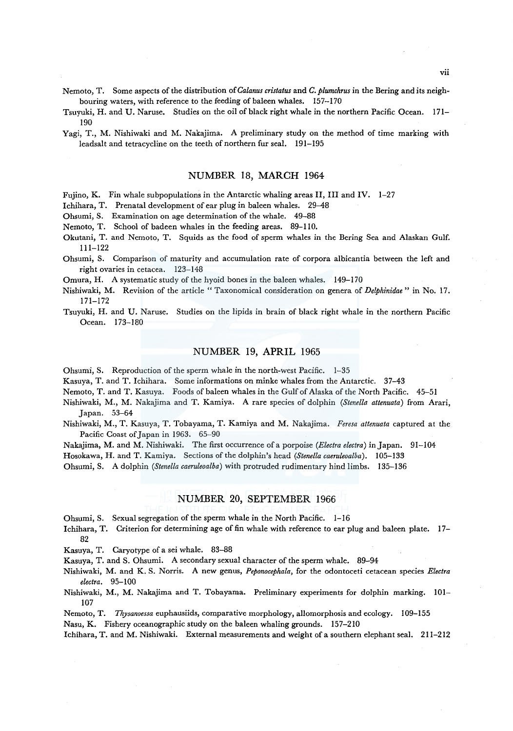Nemoto, T. Some aspects of the distribution of *Calanus cristatus* and *C. plumchrus* in the Bering and its neighbouring waters, with reference to the feeding of baleen whales. 157–170

Tsuyuki, H. and U. Naruse. Studies on the oil of black right whale in the northern Pacific Ocean. 171–190

Yagi, T., M. Nishiwaki and M. Nakajima. A preliminary study on the method of time marking with leadsalt and tetracycline on the teeth of northern fur seal. 191–195

## NUMBER 18, MARCH 1964

Fujino, K. Fin whale subpopulations in the Antarctic whaling areas II, III and IV. 1–27

Ichihara, T. Prenatal development of ear plug in baleen whales. 29–48

Ohsumi, S. Examination on age determination of the whale. 49–88

Nemoto, T. School of badeen whales in the feeding areas. 89–110.

Okutani, T. and Nemoto, T. Squids as the food of sperm whales in the Bering Sea and Alaskan Gulf. 111–122

Ohsumi, S. Comparison of maturity and accumulation rate of corpora albicantia between the left and right ovaries in cetacea. 123–148

Omura, H. A systematic study of the hyoid bones in the baleen whales. 149–170

Nishiwaki, M. Revision of the article " Taxonomical consideration on genera of *Delphinidae* " in No. 17. 171–172

Tsuyuki, H. and U. Naruse. Studies on the lipids in brain of black right whale in the northern Pacific Ocean. 173–180

## NUMBER 19, APRIL 1965

Ohsumi, S. Reproduction of the sperm whale in the north-west Pacific. 1–35

Kasuya, T. and T. Ichihara. Some informations on minke whales from the Antarctic. 37–43

Nemoto, T. and T. Kasuya. Foods of baleen whales in the Gulf of Alaska of the North Pacific. 45–51

Nishiwaki, M., M. Nakajima and T. Kamiya. A rare species of dolphin (*Stenella attenuata*) from Arari, Japan. 53–64

Nishiwaki, M., T. Kasuya, T. Tobayama, T. Kamiya and M. Nakajima. *Feresa attenuata* captured at the Pacific Coast of Japan in 1963. 65–90

Nakajima, M. and M. Nishiwaki. The first occurrence of a porpoise (*Electra electra*) in Japan. 91–104

Hosokawa, H. and T. Kamiya. Sections of the dolphin's head (*Stenella caeruleoalba*). 105–133

Ohsumi, S. A dolphin (*Stenella caeruleoalba*) with protruded rudimentary hind limbs. 135–136

## NUMBER 20, SEPTEMBER 1966

Ohsumi, S. Sexual segregation of the sperm whale in the North Pacific. 1–16

Ichihara, T. Criterion for determining age of fin whale with reference to ear plug and baleen plate. 17–82

Kasuya, T. Caryotype of a sei whale. 83–88

Kasuya, T. and S. Ohsumi. A secondary sexual character of the sperm whale. 89–94

Nishiwaki, M. and K. S. Norris. A new genus, *Peponocephala*, for the odontoceti cetacean species *Electra electra*. 95–100

Nishiwaki, M., M. Nakajima and T. Tobayama. Preliminary experiments for dolphin marking. 101–107

Nemoto, T. *Thysanoessa* euphausiids, comparative morphology, allomorphosis and ecology. 109–155

Nasu, K. Fishery oceanographic study on the baleen whaling grounds. 157–210

Ichihara, T. and M. Nishiwaki. External measurements and weight of a southern elephant seal. 211–212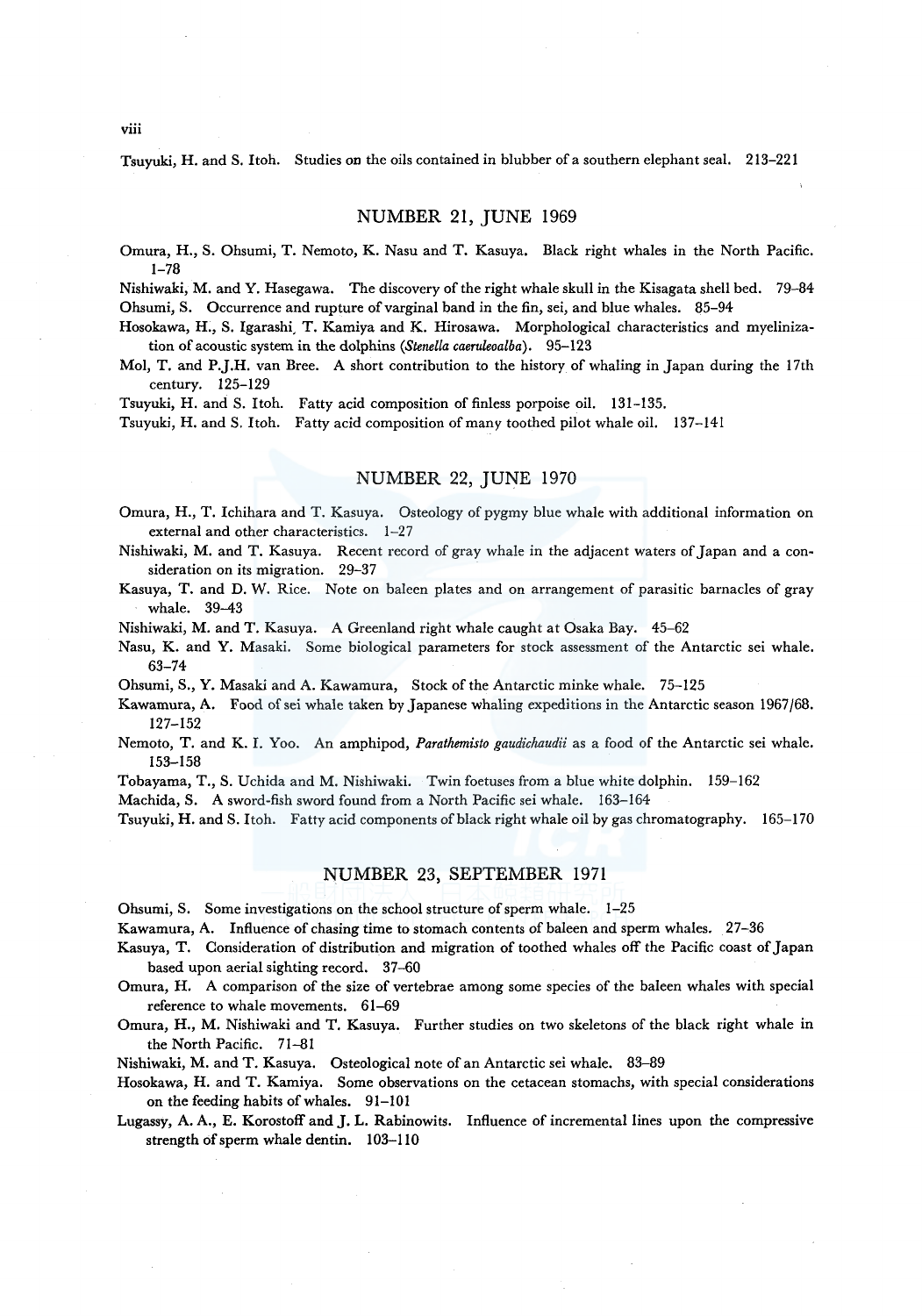Tsuyuki, H. and S. Itoh. Studies on the oils contained in blubber of a southern elephant seal. 213–221

## NUMBER 21, JUNE 1969

Omura, H., S. Ohsumi, T. Nemoto, K. Nasu and T. Kasuya. Black right whales in the North Pacific. 1–78

Nishiwaki, M. and Y. Hasegawa. The discovery of the right whale skull in the Kisagata shell bed. 79–84

Ohsumi, S. Occurrence and rupture of varginal band in the fin, sei, and blue whales. 85–94

Hosokawa, H., S. Igarashi, T. Kamiya and K. Hirosawa. Morphological characteristics and myelinization of acoustic system in the dolphins (*Stenella caeruleoalba*). 95–123

Mol, T. and P.J.H. van Bree. A short contribution to the history of whaling in Japan during the 17th century. 125–129

Tsuyuki, H. and S. Itoh. Fatty acid composition of finless porpoise oil. 131–135.

Tsuyuki, H. and S. Itoh. Fatty acid composition of many toothed pilot whale oil. 137–141

## NUMBER 22, JUNE 1970

Omura, H., T. Ichihara and T. Kasuya. Osteology of pygmy blue whale with additional information on external and other characteristics. 1–27

Nishiwaki, M. and T. Kasuya. Recent record of gray whale in the adjacent waters of Japan and a consideration on its migration. 29–37

Kasuya, T. and D. W. Rice. Note on baleen plates and on arrangement of parasitic barnacles of gray whale. 39–43

Nishiwaki, M. and T. Kasuya. A Greenland right whale caught at Osaka Bay. 45–62

Nasu, K. and Y. Masaki. Some biological parameters for stock assessment of the Antarctic sei whale. 63–74

Ohsumi, S., Y. Masaki and A. Kawamura, Stock of the Antarctic minke whale. 75–125

Kawamura, A. Food of sei whale taken by Japanese whaling expeditions in the Antarctic season 1967/68. 127–152

Nemoto, T. and K. I. Yoo. An amphipod, *Parathemisto gaudichaudii* as a food of the Antarctic sei whale. 153–158

Tobayama, T., S. Uchida and M. Nishiwaki. Twin foetuses from a blue white dolphin. 159–162

Machida, S. A sword-fish sword found from a North Pacific sei whale. 163–164

Tsuyuki, H. and S. Itoh. Fatty acid components of black right whale oil by gas chromatography. 165–170

## NUMBER 23, SEPTEMBER 1971

Ohsumi, S. Some investigations on the school structure of sperm whale. 1–25

Kawamura, A. Influence of chasing time to stomach contents of baleen and sperm whales. 27–36

Kasuya, T. Consideration of distribution and migration of toothed whales off the Pacific coast of Japan based upon aerial sighting record. 37–60

Omura, H. A comparison of the size of vertebrae among some species of the baleen whales with special reference to whale movements. 61–69

Omura, H., M. Nishiwaki and T. Kasuya. Further studies on two skeletons of the black right whale in the North Pacific. 71–81

Nishiwaki, M. and T. Kasuya. Osteological note of an Antarctic sei whale. 83–89

Hosokawa, H. and T. Kamiya. Some observations on the cetacean stomachs, with special considerations on the feeding habits of whales. 91–101

Lugassy, A. A., E. Korostoff and J. L. Rabinowits. Influence of incremental lines upon the compressive strength of sperm whale dentin. 103–110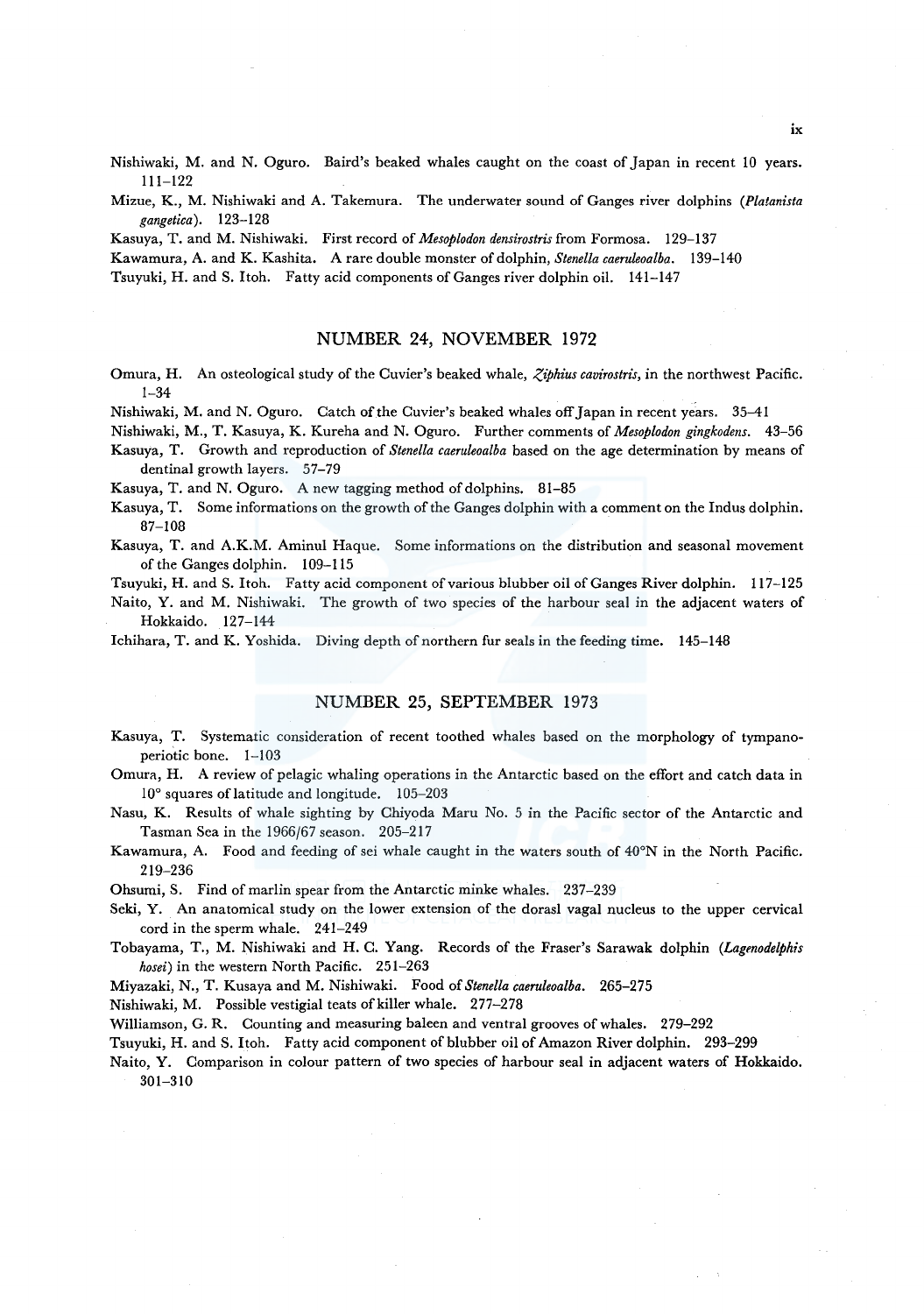Nishiwaki, M. and N. Oguro. Baird's beaked whales caught on the coast of Japan in recent 10 years. 111–122

Mizue, K., M. Nishiwaki and A. Takemura. The underwater sound of Ganges river dolphins (*Platanista gangetica*). 123–128

Kasuya, T. and M. Nishiwaki. First record of *Mesoplodon densirostris* from Formosa. 129–137

Kawamura, A. and K. Kashita. A rare double monster of dolphin, *Stenella caeruleoalba*. 139–140

Tsuyuki, H. and S. Itoh. Fatty acid components of Ganges river dolphin oil. 141–147

## NUMBER 24, NOVEMBER 1972

Omura, H. An osteological study of the Cuvier's beaked whale, *Ziphius cavirostris*, in the northwest Pacific. 1–34

Nishiwaki, M. and N. Oguro. Catch of the Cuvier's beaked whales off Japan in recent years. 35–41

Nishiwaki, M., T. Kasuya, K. Kureha and N. Oguro. Further comments of *Mesoplodon gingkodens*. 43–56

Kasuya, T. Growth and reproduction of *Stenella caeruleoalba* based on the age determination by means of dentinal growth layers. 57–79

Kasuya, T. and N. Oguro. A new tagging method of dolphins. 81–85

Kasuya, T. Some informations on the growth of the Ganges dolphin with a comment on the Indus dolphin. 87–108

Kasuya, T. and A.K.M. Aminul Haque. Some informations on the distribution and seasonal movement of the Ganges dolphin. 109–115

Tsuyuki, H. and S. Itoh. Fatty acid component of various blubber oil of Ganges River dolphin. 117–125

Naito, Y. and M. Nishiwaki. The growth of two species of the harbour seal in the adjacent waters of Hokkaido. 127–144

Ichihara, T. and K. Yoshida. Diving depth of northern fur seals in the feeding time. 145–148

## NUMBER 25, SEPTEMBER 1973

Kasuya, T. Systematic consideration of recent toothed whales based on the morphology of tympano-periotic bone. 1–103

Omura, H. A review of pelagic whaling operations in the Antarctic based on the effort and catch data in 10° squares of latitude and longitude. 105–203

Nasu, K. Results of whale sighting by Chiyoda Maru No. 5 in the Pacific sector of the Antarctic and Tasman Sea in the 1966/67 season. 205–217

Kawamura, A. Food and feeding of sei whale caught in the waters south of 40°N in the North Pacific. 219–236

Ohsumi, S. Find of marlin spear from the Antarctic minke whales. 237–239

Seki, Y. An anatomical study on the lower extension of the dorasl vagal nucleus to the upper cervical cord in the sperm whale. 241–249

Tobayama, T., M. Nishiwaki and H. C. Yang. Records of the Fraser's Sarawak dolphin (*Lagenodelphis hosei*) in the western North Pacific. 251–263

Miyazaki, N., T. Kusaya and M. Nishiwaki. Food of *Stenella caeruleoalba*. 265–275

Nishiwaki, M. Possible vestigial teats of killer whale. 277–278

Williamson, G. R. Counting and measuring baleen and ventral grooves of whales. 279–292

Tsuyuki, H. and S. Itoh. Fatty acid component of blubber oil of Amazon River dolphin. 293–299

Naito, Y. Comparison in colour pattern of two species of harbour seal in adjacent waters of Hokkaido. 301–310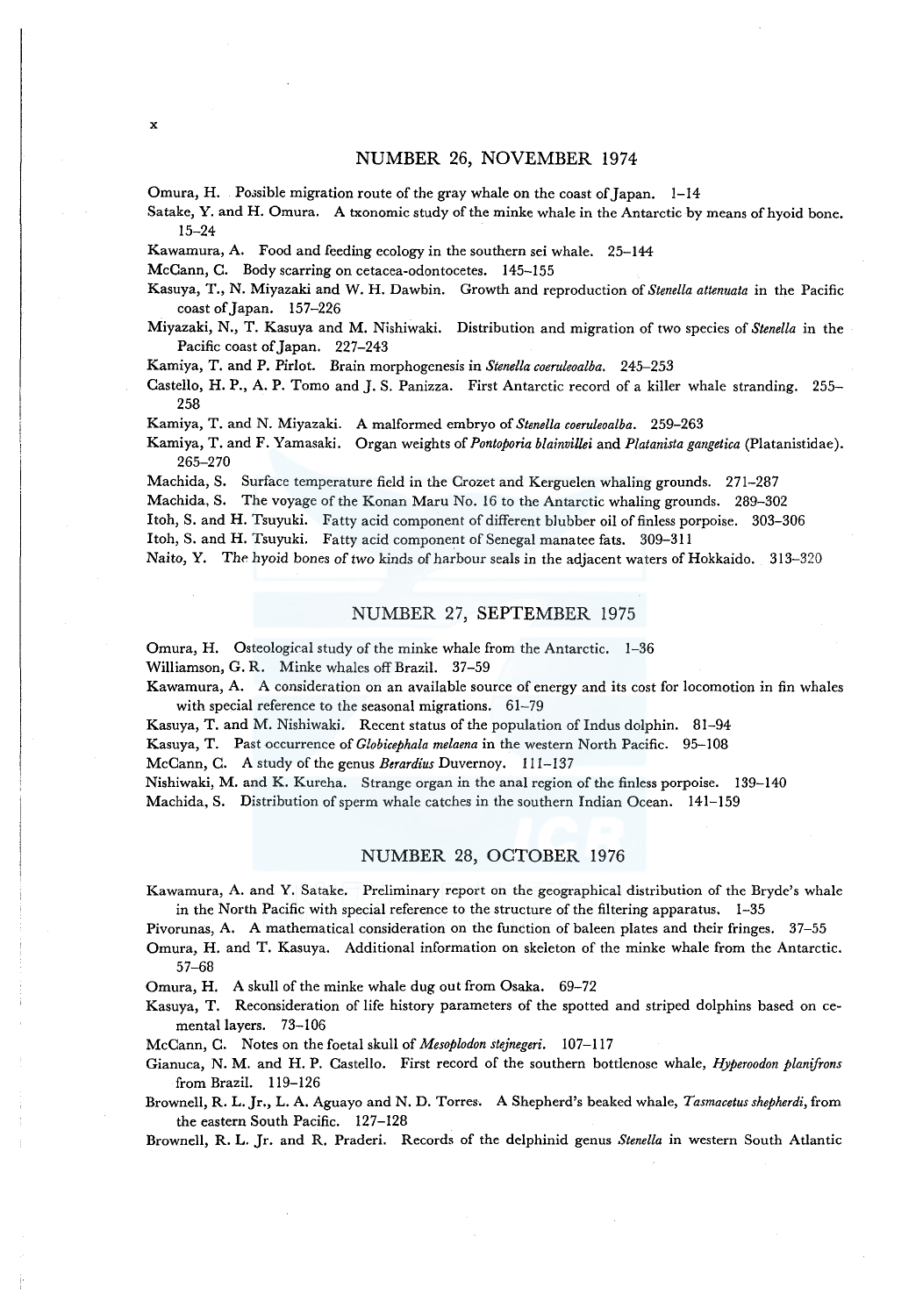## NUMBER 26, NOVEMBER 1974

Omura, H. Possible migration route of the gray whale on the coast of Japan. 1–14

Satake, Y. and H. Omura. A txonomic study of the minke whale in the Antarctic by means of hyoid bone. 15–24

Kawamura, A. Food and feeding ecology in the southern sei whale. 25–144

McCann, C. Body scarring on cetacea-odontocetes. 145–155

Kasuya, T., N. Miyazaki and W. H. Dawbin. Growth and reproduction of *Stenella attenuata* in the Pacific coast of Japan. 157–226

Miyazaki, N., T. Kasuya and M. Nishiwaki. Distribution and migration of two species of *Stenella* in the Pacific coast of Japan. 227–243

Kamiya, T. and P. Pirlot. Brain morphogenesis in *Stenella coeruleoalba*. 245–253

Castello, H. P., A. P. Tomo and J. S. Panizza. First Antarctic record of a killer whale stranding. 255–258

Kamiya, T. and N. Miyazaki. A malformed embryo of *Stenella coeruleoalba*. 259–263

Kamiya, T. and F. Yamasaki. Organ weights of *Pontoporia blainvillei* and *Platanista gangetica* (Platanistidae). 265–270

Machida, S. Surface temperature field in the Crozet and Kerguelen whaling grounds. 271–287

Machida, S. The voyage of the Konan Maru No. 16 to the Antarctic whaling grounds. 289–302

Itoh, S. and H. Tsuyuki. Fatty acid component of different blubber oil of finless porpoise. 303–306

Itoh, S. and H. Tsuyuki. Fatty acid component of Senegal manatee fats. 309–311

Naito, Y. The hyoid bones of two kinds of harbour seals in the adjacent waters of Hokkaido. 313–320

## NUMBER 27, SEPTEMBER 1975

Omura, H. Osteological study of the minke whale from the Antarctic. 1–36

Williamson, G. R. Minke whales off Brazil. 37–59

Kawamura, A. A consideration on an available source of energy and its cost for locomotion in fin whales with special reference to the seasonal migrations. 61–79

Kasuya, T. and M. Nishiwaki. Recent status of the population of Indus dolphin. 81–94

Kasuya, T. Past occurrence of *Globicephala melaena* in the western North Pacific. 95–108

McCann, C. A study of the genus *Berardius* Duvernoy. 111–137

Nishiwaki, M. and K. Kureha. Strange organ in the anal region of the finless porpoise. 139–140

Machida, S. Distribution of sperm whale catches in the southern Indian Ocean. 141–159

## NUMBER 28, OCTOBER 1976

Kawamura, A. and Y. Satake. Preliminary report on the geographical distribution of the Bryde's whale in the North Pacific with special reference to the structure of the filtering apparatus. 1–35

Pivorunas, A. A mathematical consideration on the function of baleen plates and their fringes. 37–55

Omura, H. and T. Kasuya. Additional information on skeleton of the minke whale from the Antarctic. 57–68

Omura, H. A skull of the minke whale dug out from Osaka. 69–72

Kasuya, T. Reconsideration of life history parameters of the spotted and striped dolphins based on cemental layers. 73–106

McCann, C. Notes on the foetal skull of *Mesoplodon stejnegeri*. 107–117

Gianuca, N. M. and H. P. Castello. First record of the southern bottlenose whale, *Hyperoodon planifrons* from Brazil. 119–126

Brownell, R. L. Jr., L. A. Aguayo and N. D. Torres. A Shepherd's beaked whale, *Tasmacetus shepherdi*, from the eastern South Pacific. 127–128

Brownell, R. L. Jr. and R. Praderi. Records of the delphinid genus *Stenella* in western South Atlantic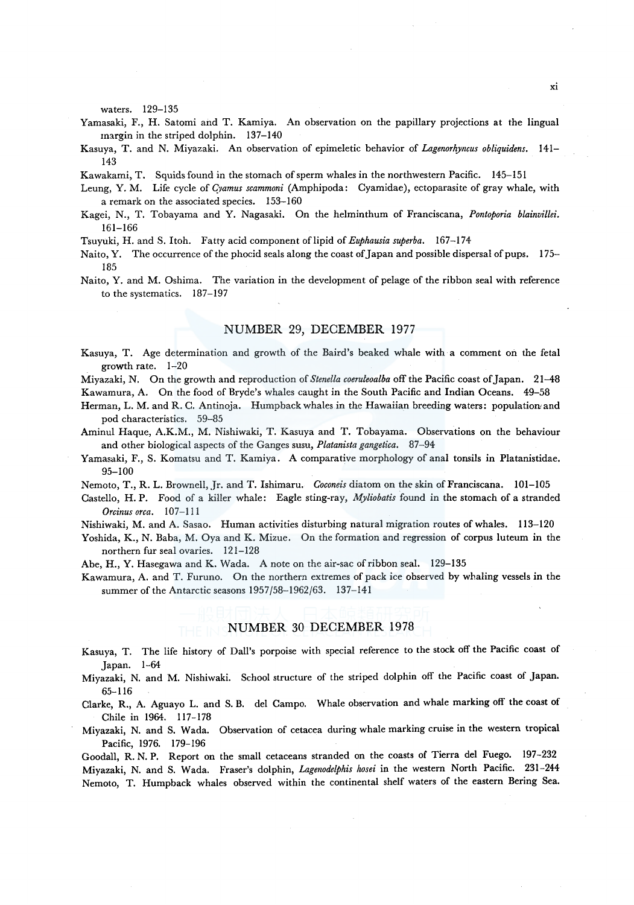waters. 129–135

Yamasaki, F., H. Satomi and T. Kamiya. An observation on the papillary projections at the lingual margin in the striped dolphin. 137–140

Kasuya, T. and N. Miyazaki. An observation of epimeletic behavior of *Lagenorhyncus obliquidens*. 141–143

Kawakami, T. Squids found in the stomach of sperm whales in the northwestern Pacific. 145–151

Leung, Y. M. Life cycle of *Cyamus scammoni* (Amphipoda: Cyamidae), ectoparasite of gray whale, with a remark on the associated species. 153–160

Kagei, N., T. Tobayama and Y. Nagasaki. On the helminthum of Franciscana, *Pontoporia blainvillei*. 161–166

Tsuyuki, H. and S. Itoh. Fatty acid component of lipid of *Euphausia superba*. 167–174

Naito, Y. The occurrence of the phocid seals along the coast of Japan and possible dispersal of pups. 175–185

Naito, Y. and M. Oshima. The variation in the development of pelage of the ribbon seal with reference to the systematics. 187–197

## NUMBER 29, DECEMBER 1977

Kasuya, T. Age determination and growth of the Baird's beaked whale with a comment on the fetal growth rate. 1–20

Miyazaki, N. On the growth and reproduction of *Stenella coeruleoalba* off the Pacific coast of Japan. 21–48

Kawamura, A. On the food of Bryde's whales caught in the South Pacific and Indian Oceans. 49–58

Herman, L. M. and R. C. Antinoja. Humpback whales in the Hawaiian breeding waters: population and pod characteristics. 59–85

Aminul Haque, A.K.M., M. Nishiwaki, T. Kasuya and T. Tobayama. Observations on the behaviour and other biological aspects of the Ganges susu, *Platanista gangetica*. 87–94

Yamasaki, F., S. Komatsu and T. Kamiya. A comparative morphology of anal tonsils in Platanistidae. 95–100

Nemoto, T., R. L. Brownell, Jr. and T. Ishimaru. *Coconeis* diatom on the skin of Franciscana. 101–105

Castello, H. P. Food of a killer whale: Eagle sting-ray, *Myliobatis* found in the stomach of a stranded *Orcinus orca*. 107–111

Nishiwaki, M. and A. Sasao. Human activities disturbing natural migration routes of whales. 113–120

Yoshida, K., N. Baba, M. Oya and K. Mizue. On the formation and regression of corpus luteum in the northern fur seal ovaries. 121–128

Abe, H., Y. Hasegawa and K. Wada. A note on the air-sac of ribbon seal. 129–135

Kawamura, A. and T. Furuno. On the northern extremes of pack ice observed by whaling vessels in the summer of the Antarctic seasons 1957/58–1962/63. 137–141

## NUMBER 30 DECEMBER 1978

Kasuya, T. The life history of Dall's porpoise with special reference to the stock off the Pacific coast of Japan. 1–64

Miyazaki, N. and M. Nishiwaki. School structure of the striped dolphin off the Pacific coast of Japan. 65–116

Clarke, R., A. Aguayo L. and S. B. del Campo. Whale observation and whale marking off the coast of Chile in 1964. 117–178

Miyazaki, N. and S. Wada. Observation of cetacea during whale marking cruise in the western tropical Pacific, 1976. 179–196

Goodall, R. N. P. Report on the small cetaceans stranded on the coasts of Tierra del Fuego. 197–232

Miyazaki, N. and S. Wada. Fraser's dolphin, *Lagenodelphis hosei* in the western North Pacific. 231–244

Nemoto, T. Humpback whales observed within the continental shelf waters of the eastern Bering Sea.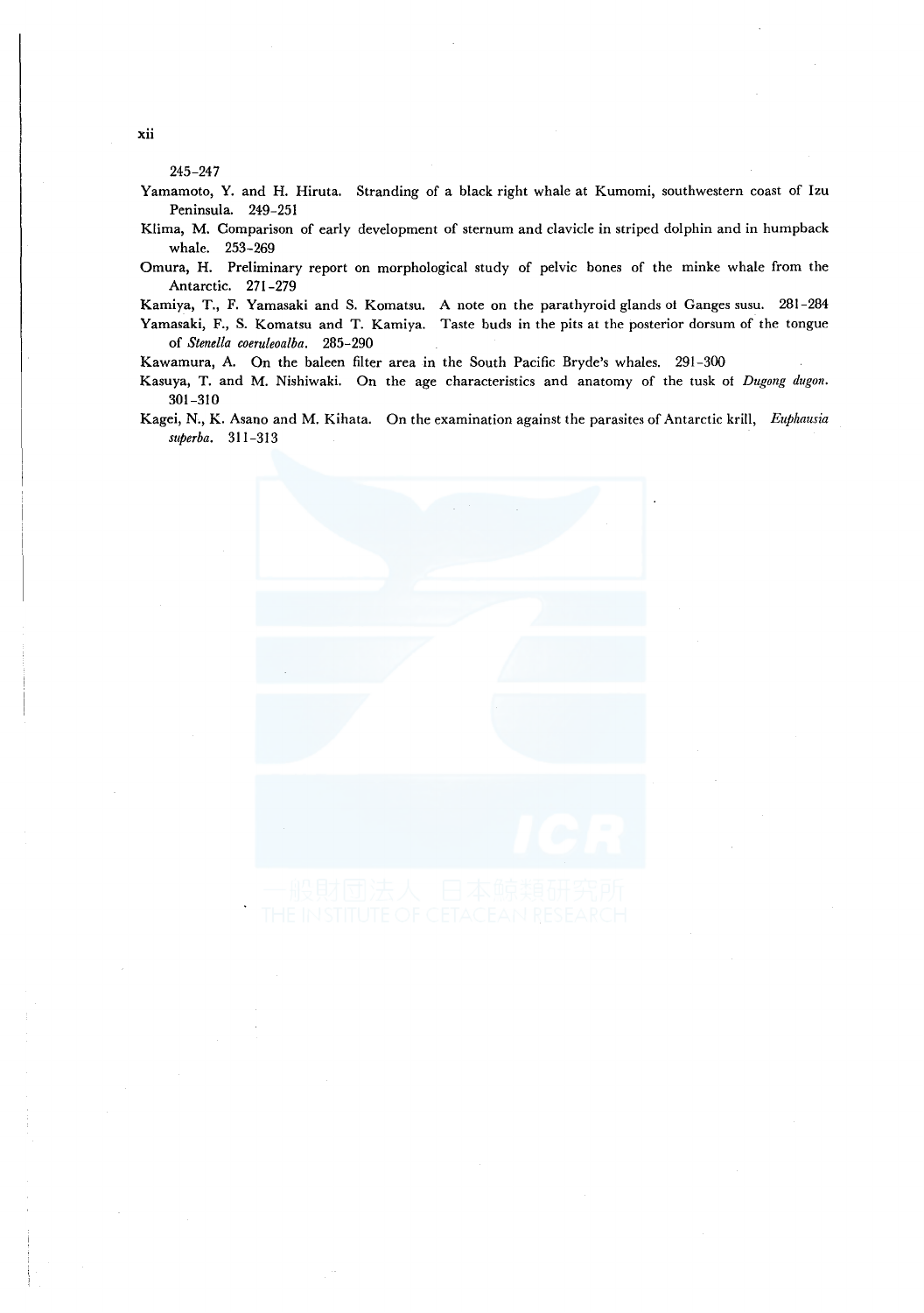245–247

Yamamoto, Y. and H. Hiruta. Stranding of a black right whale at Kumomi, southwestern coast of Izu Peninsula. 249–251

Klima, M. Comparison of early development of sternum and clavicle in striped dolphin and in humpback whale. 253–269

Omura, H. Preliminary report on morphological study of pelvic bones of the minke whale from the Antarctic. 271–279

Kamiya, T., F. Yamasaki and S. Komatsu. A note on the parathyroid glands ot Ganges susu. 281–284

Yamasaki, F., S. Komatsu and T. Kamiya. Taste buds in the pits at the posterior dorsum of the tongue of *Stenella coeruleoalba*. 285–290

Kawamura, A. On the baleen filter area in the South Pacific Bryde's whales. 291–300

Kasuya, T. and M. Nishiwaki. On the age characteristics and anatomy of the tusk of *Dugong dugon*. 301–310

Kagei, N., K. Asano and M. Kihata. On the examination against the parasites of Antarctic krill, *Euphausia superba*. 311–313